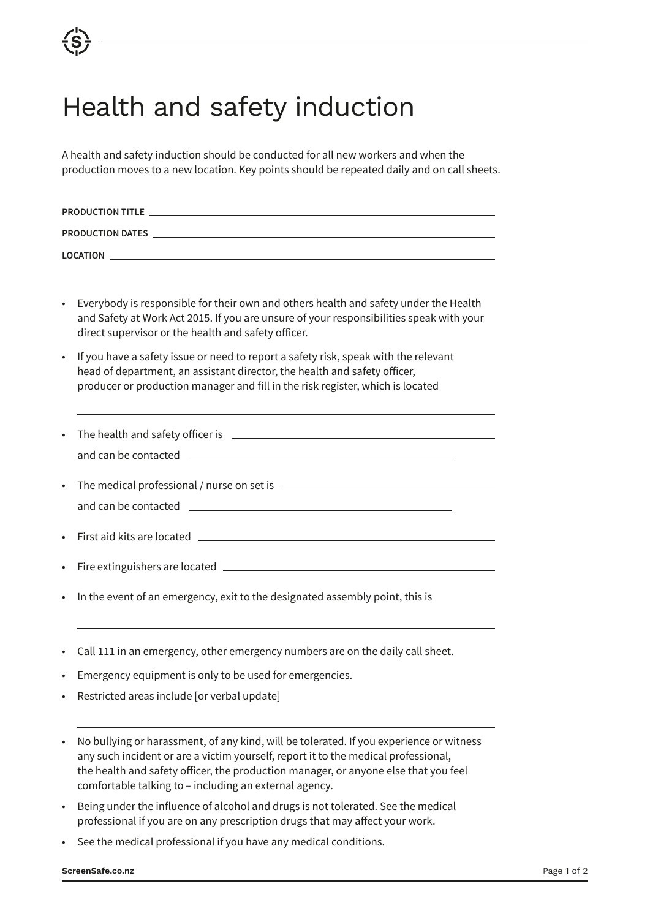# Health and safety induction

A health and safety induction should be conducted for all new workers and when the production moves to a new location. Key points should be repeated daily and on call sheets.

**PRODUCTION TITLE** ______________________________

**PRODUCTION DATES** ______________________________

**LOCATION** ______________________________

- Everybody is responsible for their own and others health and safety under the Health and Safety at Work Act 2015. If you are unsure of your responsibilities speak with your direct supervisor or the health and safety officer.
- If you have a safety issue or need to report a safety risk, speak with the relevant head of department, an assistant director, the health and safety officer, producer or production manager and fill in the risk register, which is located

  ______________________________

- The health and safety officer is ______________________________

  and can be contacted ______________________________

- The medical professional / nurse on set is ______________________________

  and can be contacted ______________________________

- First aid kits are located ______________________________
- Fire extinguishers are located ______________________________
- In the event of an emergency, exit to the designated assembly point, this is

  ______________________________

- Call 111 in an emergency, other emergency numbers are on the daily call sheet.
- Emergency equipment is only to be used for emergencies.
- Restricted areas include [or verbal update]

  ______________________________

- No bullying or harassment, of any kind, will be tolerated. If you experience or witness any such incident or are a victim yourself, report it to the medical professional, the health and safety officer, the production manager, or anyone else that you feel comfortable talking to – including an external agency.
- Being under the influence of alcohol and drugs is not tolerated. See the medical professional if you are on any prescription drugs that may affect your work.
- See the medical professional if you have any medical conditions.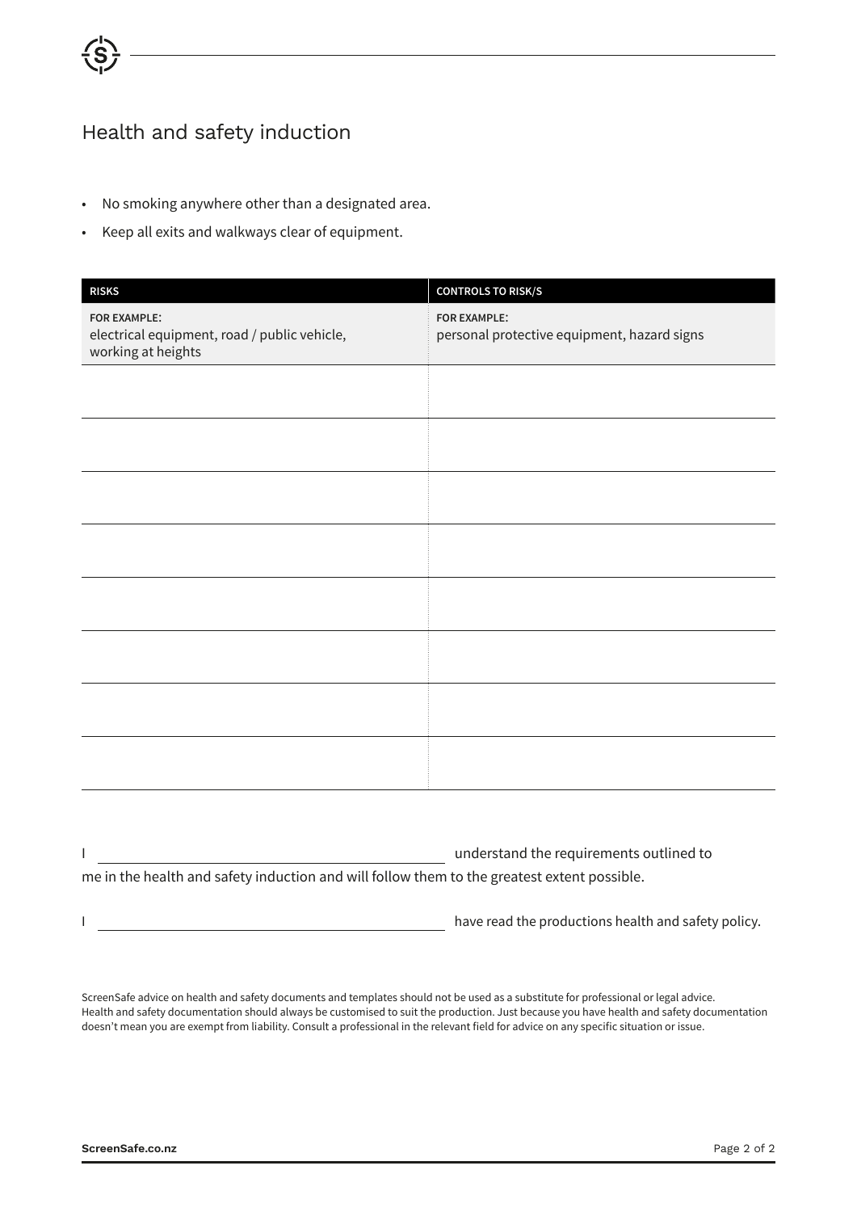## Health and safety induction

- No smoking anywhere other than a designated area.
- Keep all exits and walkways clear of equipment.

| RISKS | CONTROLS TO RISK/S |
|---|---|
| **FOR EXAMPLE:** electrical equipment, road / public vehicle, working at heights | **FOR EXAMPLE:** personal protective equipment, hazard signs |
| | |
| | |
| | |
| | |
| | |
| | |
| | |
| | |

I \_\_\_\_\_\_\_\_\_\_\_\_\_\_\_\_\_\_\_\_\_\_\_\_\_\_\_\_\_\_\_\_\_\_\_\_\_\_\_\_ understand the requirements outlined to me in the health and safety induction and will follow them to the greatest extent possible.

I \_\_\_\_\_\_\_\_\_\_\_\_\_\_\_\_\_\_\_\_\_\_\_\_\_\_\_\_\_\_\_\_\_\_\_\_\_\_\_\_ have read the productions health and safety policy.

ScreenSafe advice on health and safety documents and templates should not be used as a substitute for professional or legal advice. Health and safety documentation should always be customised to suit the production. Just because you have health and safety documentation doesn't mean you are exempt from liability. Consult a professional in the relevant field for advice on any specific situation or issue.

**ScreenSafe.co.nz**